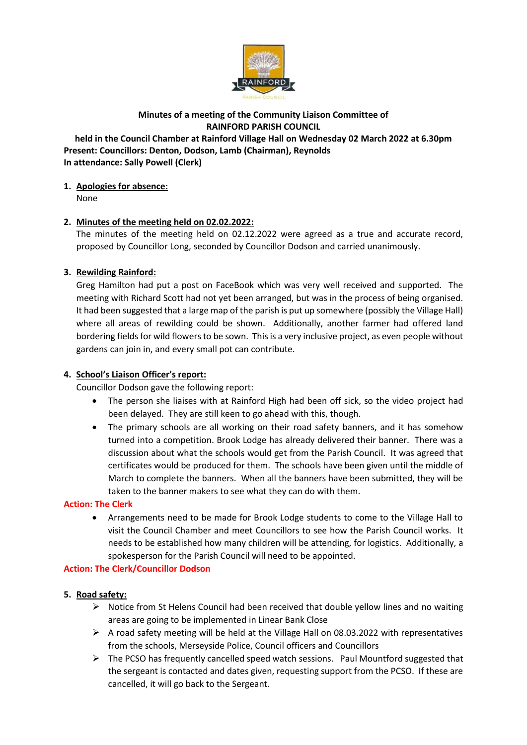**Minutes of a meeting of the Community Liaison Committee of RAINFORD PARISH COUNCIL**

**held in the Council Chamber at Rainford Village Hall on Wednesday 02 March 2022 at 6.30pm**

**Present: Councillors: Denton, Dodson, Lamb (Chairman), Reynolds**

**In attendance: Sally Powell (Clerk)**

1. **Apologies for absence:**
   None

2. **Minutes of the meeting held on 02.02.2022:**
   The minutes of the meeting held on 02.12.2022 were agreed as a true and accurate record, proposed by Councillor Long, seconded by Councillor Dodson and carried unanimously.

3. **Rewilding Rainford:**
   Greg Hamilton had put a post on FaceBook which was very well received and supported. The meeting with Richard Scott had not yet been arranged, but was in the process of being organised. It had been suggested that a large map of the parish is put up somewhere (possibly the Village Hall) where all areas of rewilding could be shown. Additionally, another farmer had offered land bordering fields for wild flowers to be sown. This is a very inclusive project, as even people without gardens can join in, and every small pot can contribute.

4. **School's Liaison Officer's report:**
   Councillor Dodson gave the following report:
   - The person she liaises with at Rainford High had been off sick, so the video project had been delayed. They are still keen to go ahead with this, though.
   - The primary schools are all working on their road safety banners, and it has somehow turned into a competition. Brook Lodge has already delivered their banner. There was a discussion about what the schools would get from the Parish Council. It was agreed that certificates would be produced for them. The schools have been given until the middle of March to complete the banners. When all the banners have been submitted, they will be taken to the banner makers to see what they can do with them.

**Action: The Clerk**

   - Arrangements need to be made for Brook Lodge students to come to the Village Hall to visit the Council Chamber and meet Councillors to see how the Parish Council works. It needs to be established how many children will be attending, for logistics. Additionally, a spokesperson for the Parish Council will need to be appointed.

**Action: The Clerk/Councillor Dodson**

5. **Road safety:**
   - Notice from St Helens Council had been received that double yellow lines and no waiting areas are going to be implemented in Linear Bank Close
   - A road safety meeting will be held at the Village Hall on 08.03.2022 with representatives from the schools, Merseyside Police, Council officers and Councillors
   - The PCSO has frequently cancelled speed watch sessions. Paul Mountford suggested that the sergeant is contacted and dates given, requesting support from the PCSO. If these are cancelled, it will go back to the Sergeant.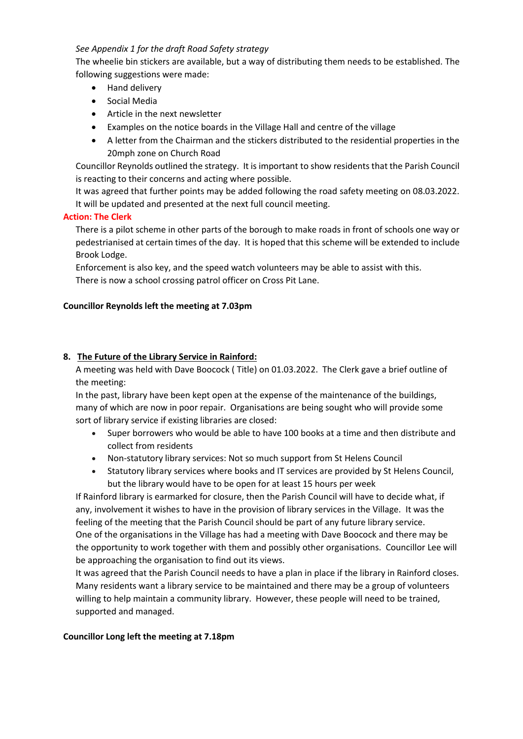*See Appendix 1 for the draft Road Safety strategy*

The wheelie bin stickers are available, but a way of distributing them needs to be established. The following suggestions were made:

- Hand delivery
- Social Media
- Article in the next newsletter
- Examples on the notice boards in the Village Hall and centre of the village
- A letter from the Chairman and the stickers distributed to the residential properties in the 20mph zone on Church Road

Councillor Reynolds outlined the strategy. It is important to show residents that the Parish Council is reacting to their concerns and acting where possible.

It was agreed that further points may be added following the road safety meeting on 08.03.2022. It will be updated and presented at the next full council meeting.

**Action: The Clerk**

There is a pilot scheme in other parts of the borough to make roads in front of schools one way or pedestrianised at certain times of the day. It is hoped that this scheme will be extended to include Brook Lodge.

Enforcement is also key, and the speed watch volunteers may be able to assist with this.

There is now a school crossing patrol officer on Cross Pit Lane.

**Councillor Reynolds left the meeting at 7.03pm**

**8. The Future of the Library Service in Rainford:**

A meeting was held with Dave Boocock ( Title) on 01.03.2022. The Clerk gave a brief outline of the meeting:

In the past, library have been kept open at the expense of the maintenance of the buildings, many of which are now in poor repair. Organisations are being sought who will provide some sort of library service if existing libraries are closed:

- Super borrowers who would be able to have 100 books at a time and then distribute and collect from residents
- Non-statutory library services: Not so much support from St Helens Council
- Statutory library services where books and IT services are provided by St Helens Council, but the library would have to be open for at least 15 hours per week

If Rainford library is earmarked for closure, then the Parish Council will have to decide what, if any, involvement it wishes to have in the provision of library services in the Village. It was the feeling of the meeting that the Parish Council should be part of any future library service.

One of the organisations in the Village has had a meeting with Dave Boocock and there may be the opportunity to work together with them and possibly other organisations. Councillor Lee will be approaching the organisation to find out its views.

It was agreed that the Parish Council needs to have a plan in place if the library in Rainford closes. Many residents want a library service to be maintained and there may be a group of volunteers willing to help maintain a community library. However, these people will need to be trained, supported and managed.

**Councillor Long left the meeting at 7.18pm**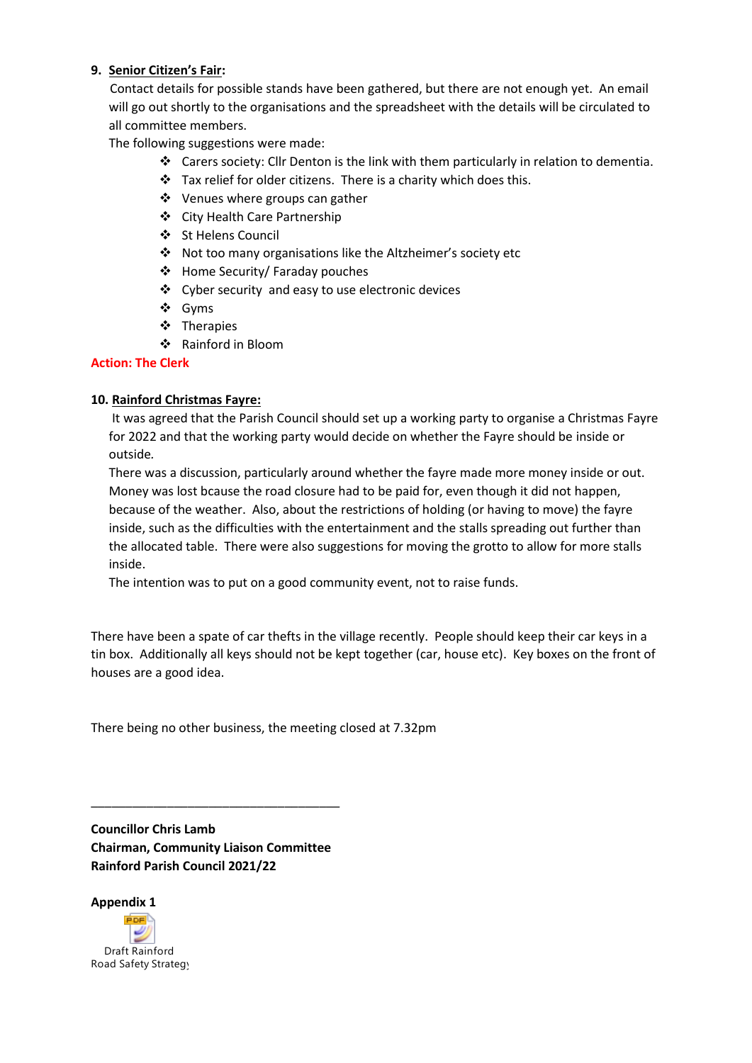**9. <u>Senior Citizen's Fair</u>:**

Contact details for possible stands have been gathered, but there are not enough yet. An email will go out shortly to the organisations and the spreadsheet with the details will be circulated to all committee members.

The following suggestions were made:

- Carers society: Cllr Denton is the link with them particularly in relation to dementia.
- Tax relief for older citizens. There is a charity which does this.
- Venues where groups can gather
- City Health Care Partnership
- St Helens Council
- Not too many organisations like the Altzheimer's society etc
- Home Security/ Faraday pouches
- Cyber security and easy to use electronic devices
- Gyms
- Therapies
- Rainford in Bloom

**Action: The Clerk**

**10. <u>Rainford Christmas Fayre:</u>**

It was agreed that the Parish Council should set up a working party to organise a Christmas Fayre for 2022 and that the working party would decide on whether the Fayre should be inside or outside.

There was a discussion, particularly around whether the fayre made more money inside or out. Money was lost bcause the road closure had to be paid for, even though it did not happen, because of the weather. Also, about the restrictions of holding (or having to move) the fayre inside, such as the difficulties with the entertainment and the stalls spreading out further than the allocated table. There were also suggestions for moving the grotto to allow for more stalls inside.

The intention was to put on a good community event, not to raise funds.

There have been a spate of car thefts in the village recently. People should keep their car keys in a tin box. Additionally all keys should not be kept together (car, house etc). Key boxes on the front of houses are a good idea.

There being no other business, the meeting closed at 7.32pm

\_\_\_\_\_\_\_\_\_\_\_\_\_\_\_\_\_\_\_\_\_\_\_\_\_\_\_\_\_\_\_\_\_\_\_\_\_\_

**Councillor Chris Lamb**
**Chairman, Community Liaison Committee**
**Rainford Parish Council 2021/22**

**Appendix 1**

Draft Rainford Road Safety Strategy